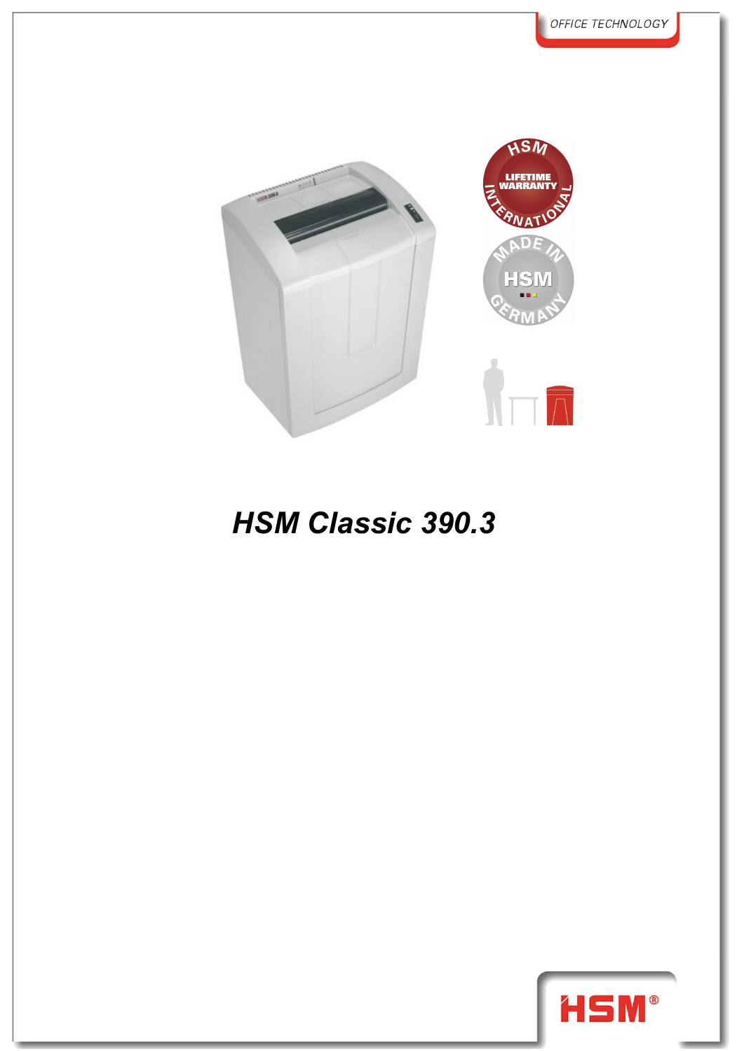OFFICE TECHNOLOGY

# *HSM Classic 390.3*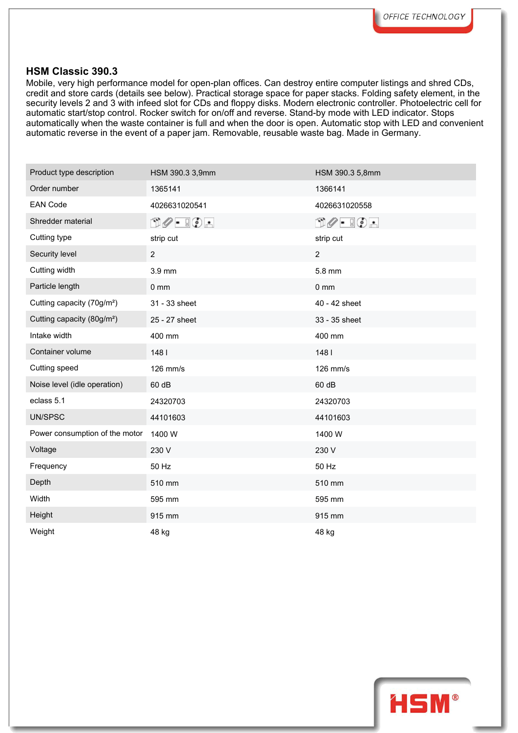## HSM Classic 390.3

Mobile, very high performance model for open-plan offices. Can destroy entire computer listings and shred CDs, credit and store cards (details see below). Practical storage space for paper stacks. Folding safety element, in the security levels 2 and 3 with infeed slot for CDs and floppy disks. Modern electronic controller. Photoelectric cell for automatic start/stop control. Rocker switch for on/off and reverse. Stand-by mode with LED indicator. Stops automatically when the waste container is full and when the door is open. Automatic stop with LED and convenient automatic reverse in the event of a paper jam. Removable, reusable waste bag. Made in Germany.

| Product type description | HSM 390.3 3,9mm | HSM 390.3 5,8mm |
|---|---|---|
| Order number | 1365141 | 1366141 |
| EAN Code | 4026631020541 | 4026631020558 |
| Shredder material | | |
| Cutting type | strip cut | strip cut |
| Security level | 2 | 2 |
| Cutting width | 3.9 mm | 5.8 mm |
| Particle length | 0 mm | 0 mm |
| Cutting capacity (70g/m²) | 31 - 33 sheet | 40 - 42 sheet |
| Cutting capacity (80g/m²) | 25 - 27 sheet | 33 - 35 sheet |
| Intake width | 400 mm | 400 mm |
| Container volume | 148 l | 148 l |
| Cutting speed | 126 mm/s | 126 mm/s |
| Noise level (idle operation) | 60 dB | 60 dB |
| eclass 5.1 | 24320703 | 24320703 |
| UN/SPSC | 44101603 | 44101603 |
| Power consumption of the motor | 1400 W | 1400 W |
| Voltage | 230 V | 230 V |
| Frequency | 50 Hz | 50 Hz |
| Depth | 510 mm | 510 mm |
| Width | 595 mm | 595 mm |
| Height | 915 mm | 915 mm |
| Weight | 48 kg | 48 kg |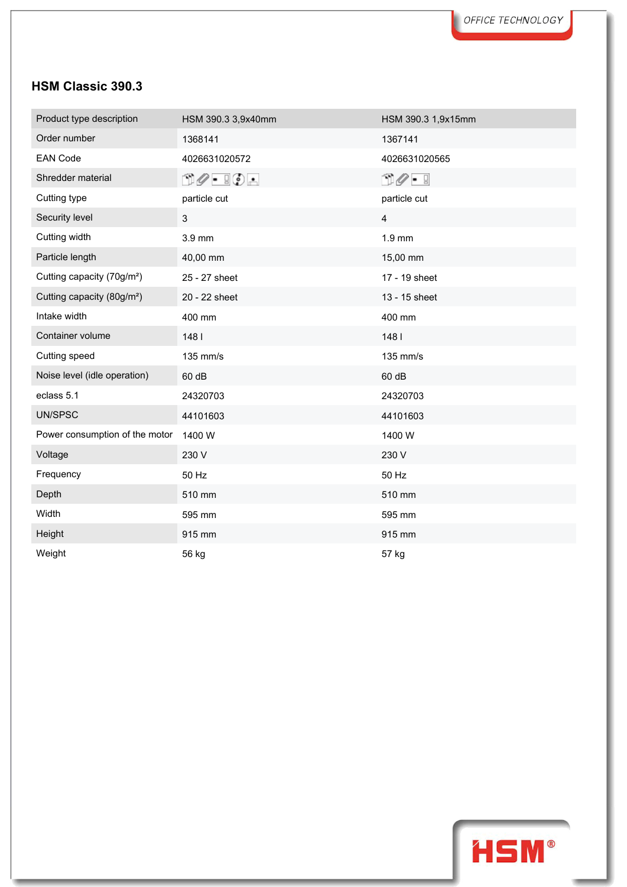## HSM Classic 390.3

| Product type description | HSM 390.3 3,9x40mm | HSM 390.3 1,9x15mm |
|---|---|---|
| Order number | 1368141 | 1367141 |
| EAN Code | 4026631020572 | 4026631020565 |
| Shredder material | | |
| Cutting type | particle cut | particle cut |
| Security level | 3 | 4 |
| Cutting width | 3.9 mm | 1.9 mm |
| Particle length | 40,00 mm | 15,00 mm |
| Cutting capacity (70g/m²) | 25 - 27 sheet | 17 - 19 sheet |
| Cutting capacity (80g/m²) | 20 - 22 sheet | 13 - 15 sheet |
| Intake width | 400 mm | 400 mm |
| Container volume | 148 l | 148 l |
| Cutting speed | 135 mm/s | 135 mm/s |
| Noise level (idle operation) | 60 dB | 60 dB |
| eclass 5.1 | 24320703 | 24320703 |
| UN/SPSC | 44101603 | 44101603 |
| Power consumption of the motor | 1400 W | 1400 W |
| Voltage | 230 V | 230 V |
| Frequency | 50 Hz | 50 Hz |
| Depth | 510 mm | 510 mm |
| Width | 595 mm | 595 mm |
| Height | 915 mm | 915 mm |
| Weight | 56 kg | 57 kg |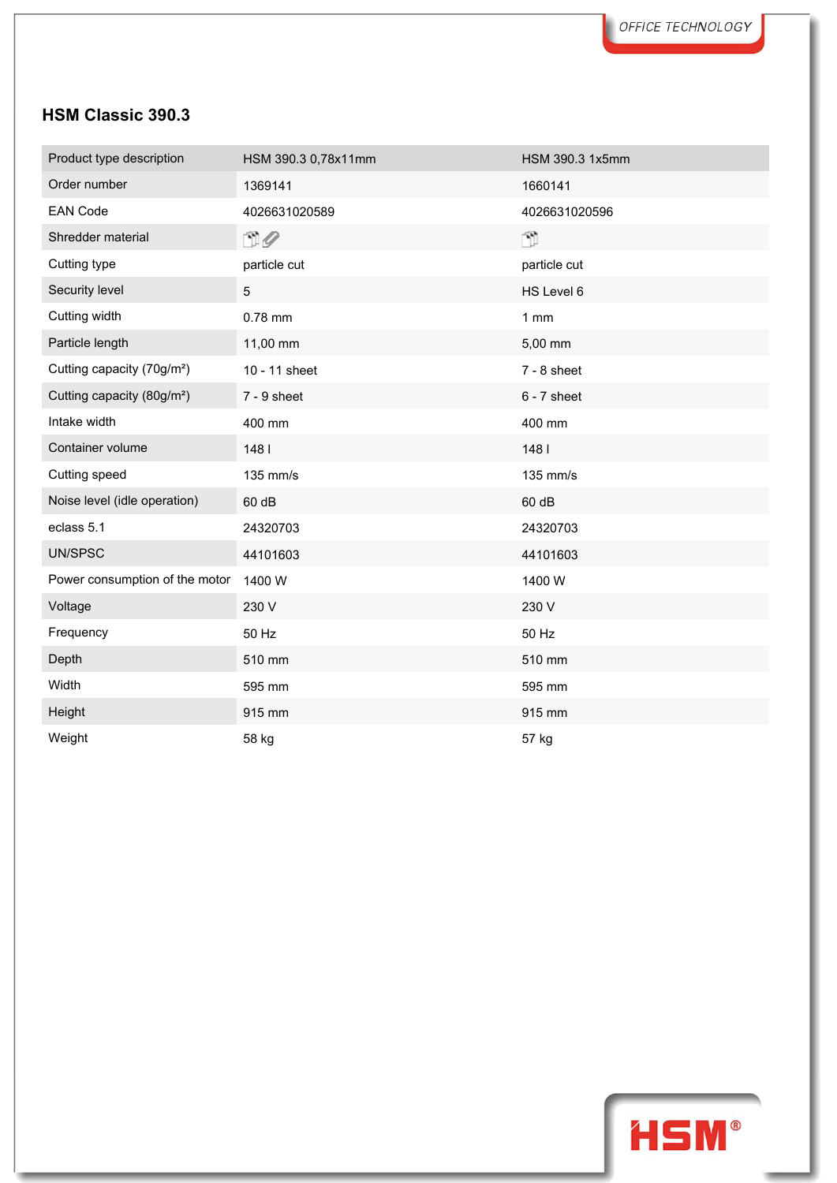## HSM Classic 390.3

| | | |
|---|---|---|
| Product type description | HSM 390.3 0,78x11mm | HSM 390.3 1x5mm |
| Order number | 1369141 | 1660141 |
| EAN Code | 4026631020589 | 4026631020596 |
| Shredder material | | |
| Cutting type | particle cut | particle cut |
| Security level | 5 | HS Level 6 |
| Cutting width | 0.78 mm | 1 mm |
| Particle length | 11,00 mm | 5,00 mm |
| Cutting capacity (70g/m²) | 10 - 11 sheet | 7 - 8 sheet |
| Cutting capacity (80g/m²) | 7 - 9 sheet | 6 - 7 sheet |
| Intake width | 400 mm | 400 mm |
| Container volume | 148 l | 148 l |
| Cutting speed | 135 mm/s | 135 mm/s |
| Noise level (idle operation) | 60 dB | 60 dB |
| eclass 5.1 | 24320703 | 24320703 |
| UN/SPSC | 44101603 | 44101603 |
| Power consumption of the motor | 1400 W | 1400 W |
| Voltage | 230 V | 230 V |
| Frequency | 50 Hz | 50 Hz |
| Depth | 510 mm | 510 mm |
| Width | 595 mm | 595 mm |
| Height | 915 mm | 915 mm |
| Weight | 58 kg | 57 kg |